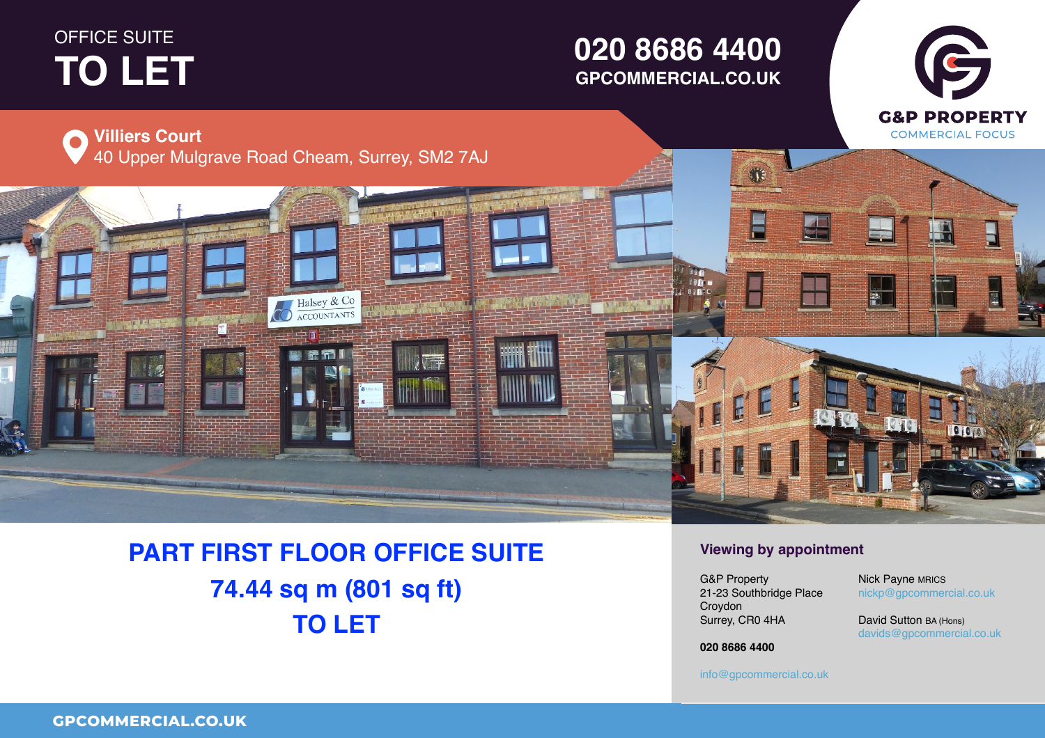OFFICE SUITE

# TO LET

**020 8686 4400**
**GPCOMMERCIAL.CO.UK**

G&P PROPERTY
COMMERCIAL FOCUS

**Villiers Court**
40 Upper Mulgrave Road Cheam, Surrey, SM2 7AJ

## PART FIRST FLOOR OFFICE SUITE
## 74.44 sq m (801 sq ft)
## TO LET

### Viewing by appointment

G&P Property
21-23 Southbridge Place
Croydon
Surrey, CR0 4HA

**020 8686 4400**

info@gpcommercial.co.uk

Nick Payne MRICS
nickp@gpcommercial.co.uk

David Sutton BA (Hons)
davids@gpcommercial.co.uk

**GPCOMMERCIAL.CO.UK**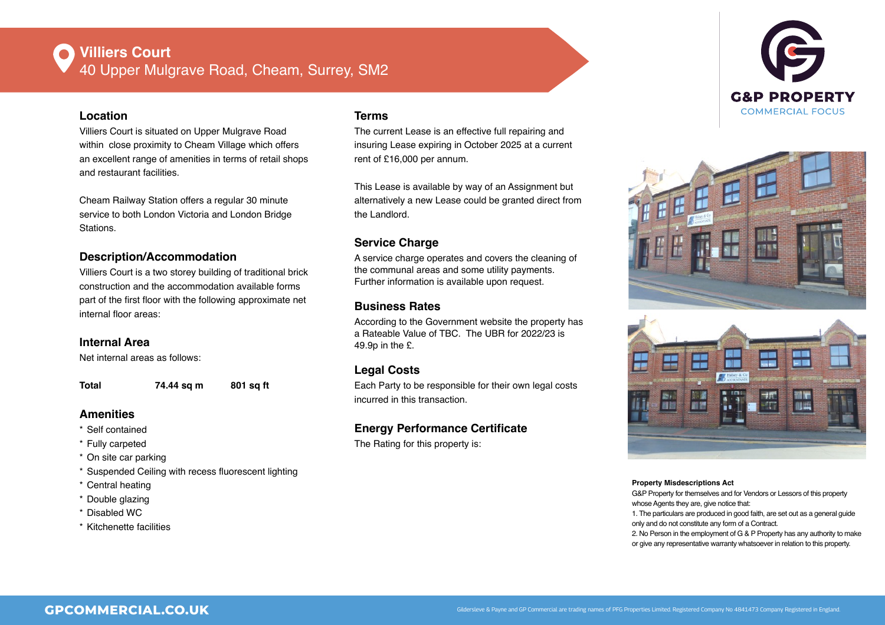# Villiers Court
40 Upper Mulgrave Road, Cheam, Surrey, SM2

G&P PROPERTY
COMMERCIAL FOCUS

## Location

Villiers Court is situated on Upper Mulgrave Road within close proximity to Cheam Village which offers an excellent range of amenities in terms of retail shops and restaurant facilities.

Cheam Railway Station offers a regular 30 minute service to both London Victoria and London Bridge Stations.

## Description/Accommodation

Villiers Court is a two storey building of traditional brick construction and the accommodation available forms part of the first floor with the following approximate net internal floor areas:

## Internal Area

Net internal areas as follows:

| | | |
|---|---|---|
| **Total** | **74.44 sq m** | **801 sq ft** |

## Amenities

* Self contained
* Fully carpeted
* On site car parking
* Suspended Ceiling with recess fluorescent lighting
* Central heating
* Double glazing
* Disabled WC
* Kitchenette facilities

## Terms

The current Lease is an effective full repairing and insuring Lease expiring in October 2025 at a current rent of £16,000 per annum.

This Lease is available by way of an Assignment but alternatively a new Lease could be granted direct from the Landlord.

## Service Charge

A service charge operates and covers the cleaning of the communal areas and some utility payments. Further information is available upon request.

## Business Rates

According to the Government website the property has a Rateable Value of TBC. The UBR for 2022/23 is 49.9p in the £.

## Legal Costs

Each Party to be responsible for their own legal costs incurred in this transaction.

## Energy Performance Certificate

The Rating for this property is:

**Property Misdescriptions Act**

G&P Property for themselves and for Vendors or Lessors of this property whose Agents they are, give notice that:

1. The particulars are produced in good faith, are set out as a general guide only and do not constitute any form of a Contract.
2. No Person in the employment of G & P Property has any authority to make or give any representative warranty whatsoever in relation to this property.

GPCOMMERCIAL.CO.UK

Gildersleve & Payne and GP Commercial are trading names of PFG Properties Limited. Registered Company No 4841473 Company Registered in England.